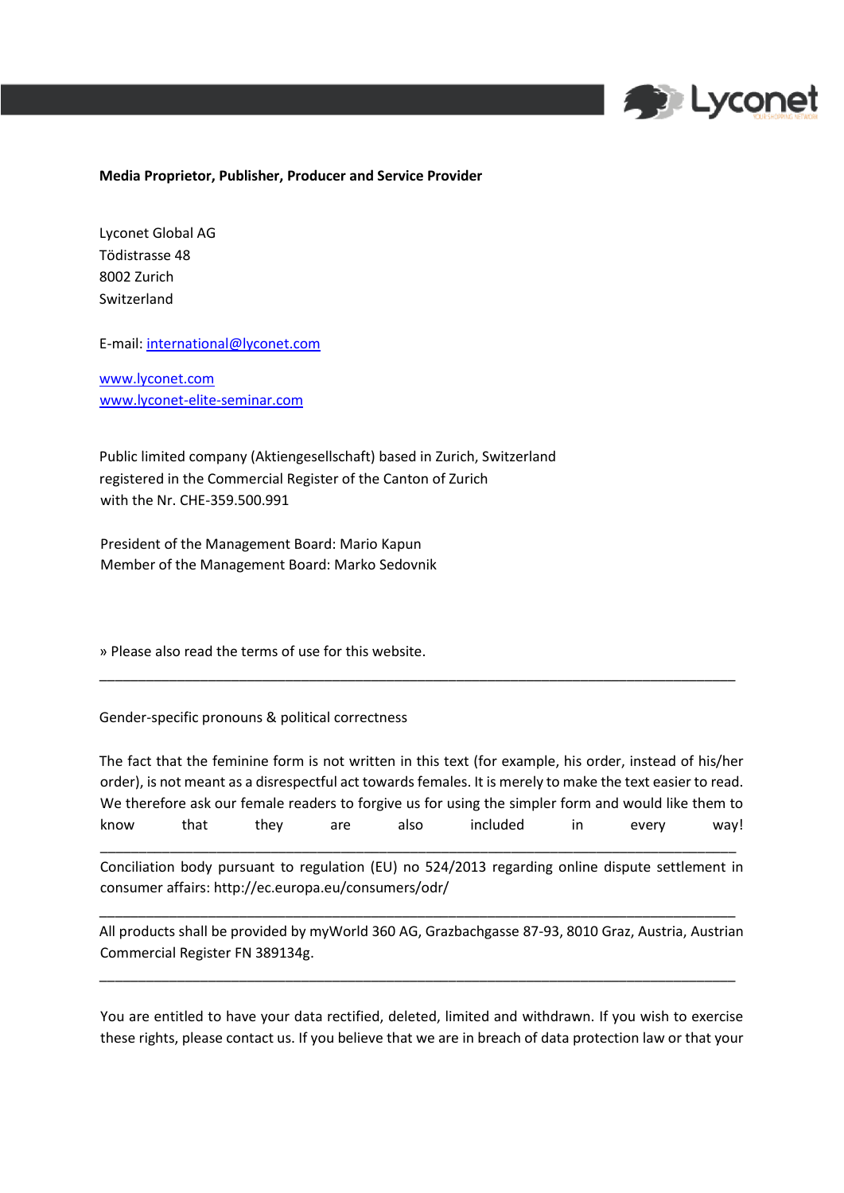**Media Proprietor, Publisher, Producer and Service Provider**

Lyconet Global AG
Tödistrasse 48
8002 Zurich
Switzerland

E-mail: international@lyconet.com

www.lyconet.com
www.lyconet-elite-seminar.com

Public limited company (Aktiengesellschaft) based in Zurich, Switzerland
registered in the Commercial Register of the Canton of Zurich
with the Nr. CHE-359.500.991

President of the Management Board: Mario Kapun
Member of the Management Board: Marko Sedovnik

» Please also read the terms of use for this website.

---

Gender-specific pronouns & political correctness

The fact that the feminine form is not written in this text (for example, his order, instead of his/her order), is not meant as a disrespectful act towards females. It is merely to make the text easier to read. We therefore ask our female readers to forgive us for using the simpler form and would like them to know that they are also included in every way!

---

Conciliation body pursuant to regulation (EU) no 524/2013 regarding online dispute settlement in consumer affairs: http://ec.europa.eu/consumers/odr/

---

All products shall be provided by myWorld 360 AG, Grazbachgasse 87-93, 8010 Graz, Austria, Austrian Commercial Register FN 389134g.

---

You are entitled to have your data rectified, deleted, limited and withdrawn. If you wish to exercise these rights, please contact us. If you believe that we are in breach of data protection law or that your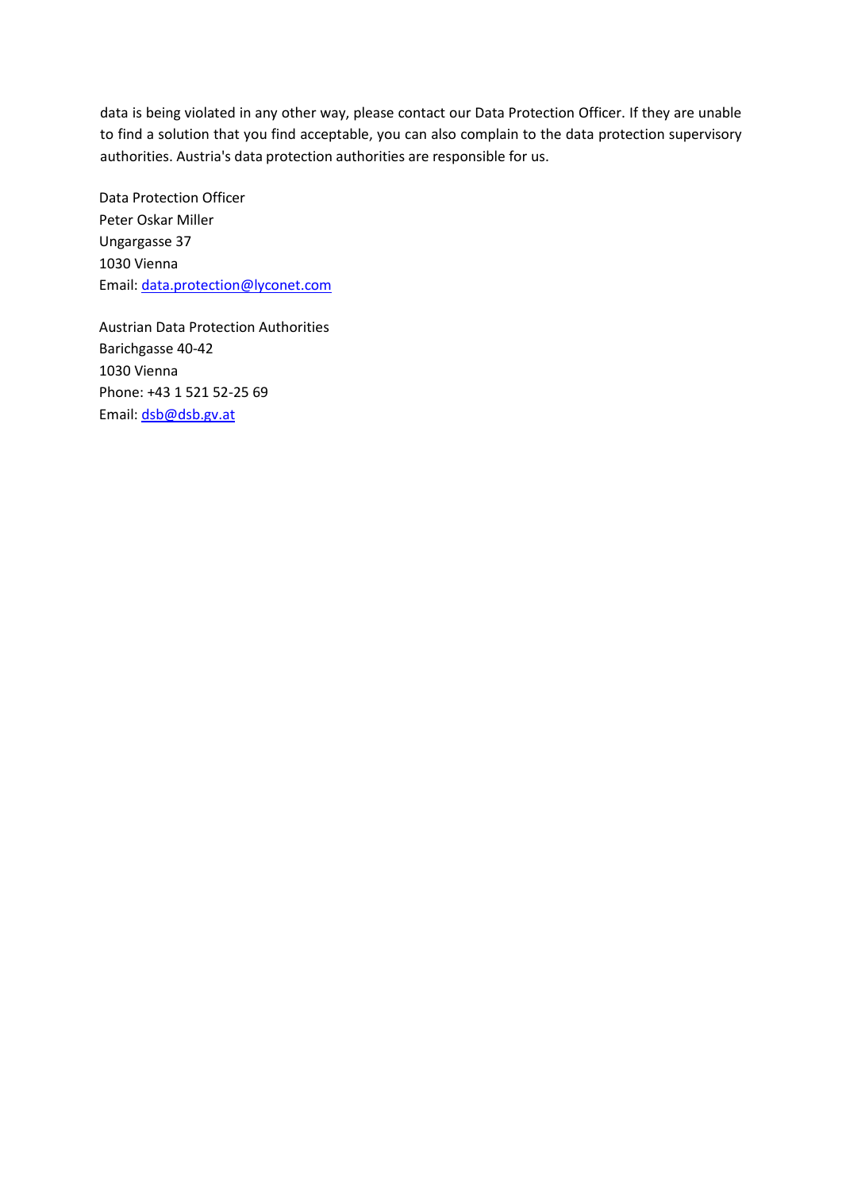data is being violated in any other way, please contact our Data Protection Officer. If they are unable to find a solution that you find acceptable, you can also complain to the data protection supervisory authorities. Austria's data protection authorities are responsible for us.

Data Protection Officer  
Peter Oskar Miller  
Ungargasse 37  
1030 Vienna  
Email: data.protection@lyconet.com

Austrian Data Protection Authorities  
Barichgasse 40-42  
1030 Vienna  
Phone: +43 1 521 52-25 69  
Email: dsb@dsb.gv.at